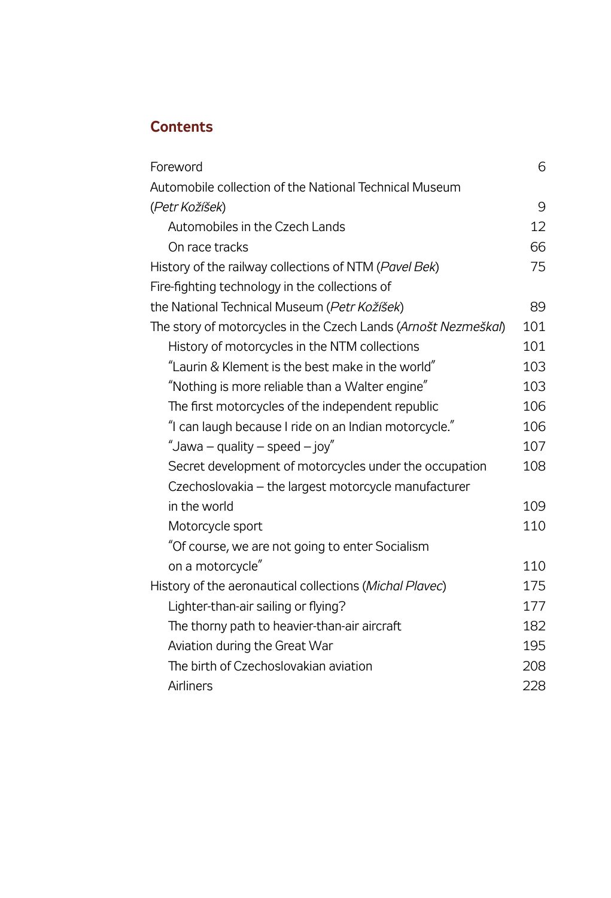# Contents

| | |
|---|---|
| Foreword | 6 |
| Automobile collection of the National Technical Museum (*Petr Kožíšek*) | 9 |
| Automobiles in the Czech Lands | 12 |
| On race tracks | 66 |
| History of the railway collections of NTM (*Pavel Bek*) | 75 |
| Fire-fighting technology in the collections of the National Technical Museum (*Petr Kožíšek*) | 89 |
| The story of motorcycles in the Czech Lands (*Arnošt Nezmeškal*) | 101 |
| History of motorcycles in the NTM collections | 101 |
| "Laurin & Klement is the best make in the world" | 103 |
| "Nothing is more reliable than a Walter engine" | 103 |
| The first motorcycles of the independent republic | 106 |
| "I can laugh because I ride on an Indian motorcycle." | 106 |
| "Jawa – quality – speed – joy" | 107 |
| Secret development of motorcycles under the occupation | 108 |
| Czechoslovakia – the largest motorcycle manufacturer in the world | 109 |
| Motorcycle sport | 110 |
| "Of course, we are not going to enter Socialism on a motorcycle" | 110 |
| History of the aeronautical collections (*Michal Plavec*) | 175 |
| Lighter-than-air sailing or flying? | 177 |
| The thorny path to heavier-than-air aircraft | 182 |
| Aviation during the Great War | 195 |
| The birth of Czechoslovakian aviation | 208 |
| Airliners | 228 |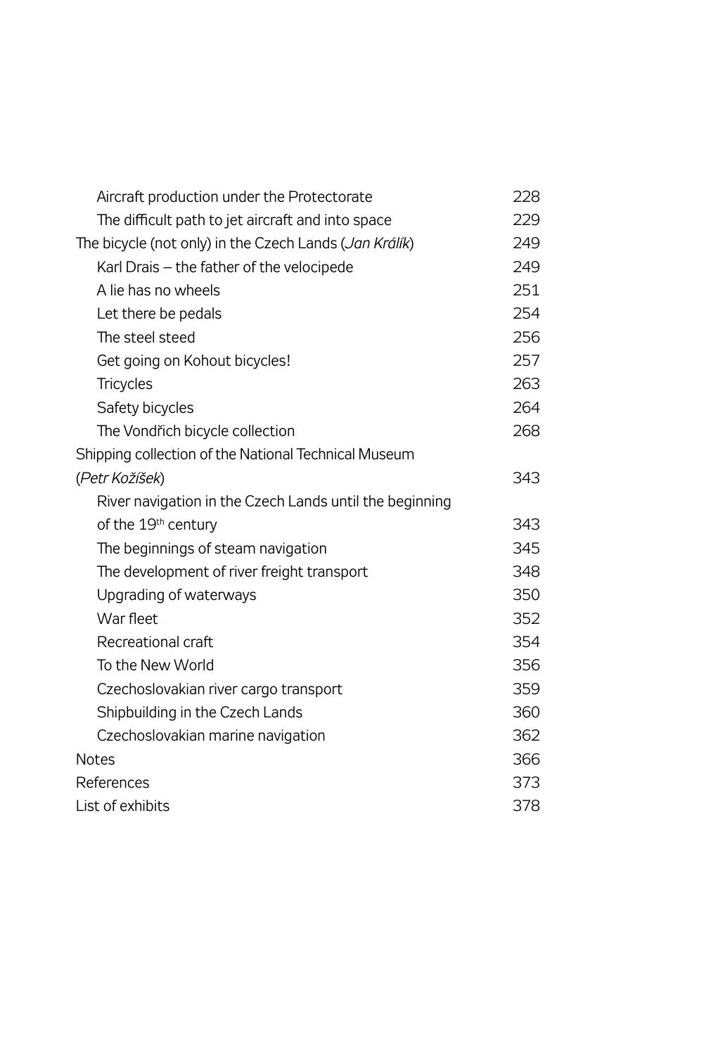Aircraft production under the Protectorate 228
The difficult path to jet aircraft and into space 229
The bicycle (not only) in the Czech Lands (*Jan Králík*) 249
Karl Drais – the father of the velocipede 249
A lie has no wheels 251
Let there be pedals 254
The steel steed 256
Get going on Kohout bicycles! 257
Tricycles 263
Safety bicycles 264
The Vondřich bicycle collection 268
Shipping collection of the National Technical Museum (*Petr Kožíšek*) 343
River navigation in the Czech Lands until the beginning of the 19th century 343
The beginnings of steam navigation 345
The development of river freight transport 348
Upgrading of waterways 350
War fleet 352
Recreational craft 354
To the New World 356
Czechoslovakian river cargo transport 359
Shipbuilding in the Czech Lands 360
Czechoslovakian marine navigation 362
Notes 366
References 373
List of exhibits 378